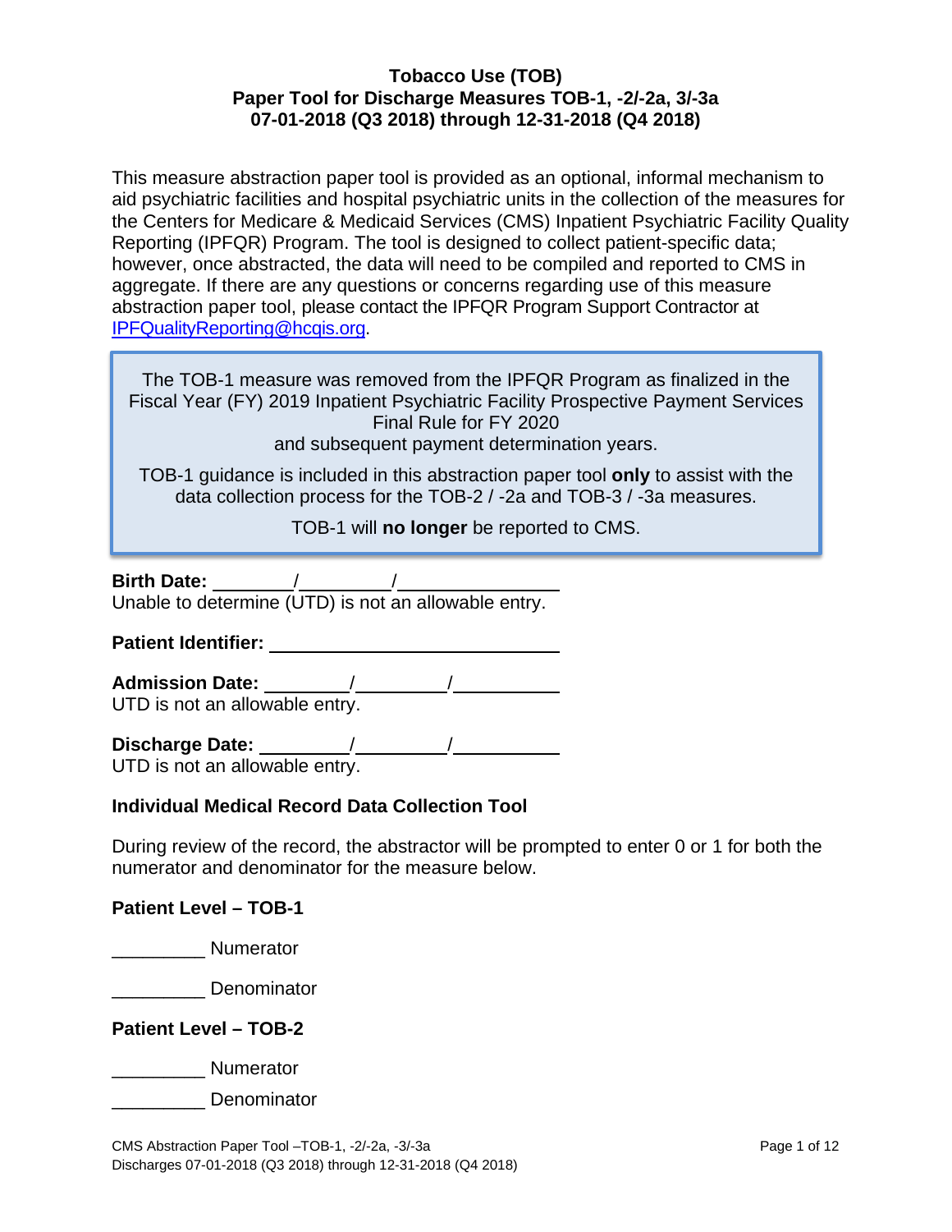# Tobacco Use (TOB)
# Paper Tool for Discharge Measures TOB-1, -2/-2a, 3/-3a
# 07-01-2018 (Q3 2018) through 12-31-2018 (Q4 2018)

This measure abstraction paper tool is provided as an optional, informal mechanism to aid psychiatric facilities and hospital psychiatric units in the collection of the measures for the Centers for Medicare & Medicaid Services (CMS) Inpatient Psychiatric Facility Quality Reporting (IPFQR) Program. The tool is designed to collect patient-specific data; however, once abstracted, the data will need to be compiled and reported to CMS in aggregate. If there are any questions or concerns regarding use of this measure abstraction paper tool, please contact the IPFQR Program Support Contractor at IPFQualityReporting@hcqis.org.

> The TOB-1 measure was removed from the IPFQR Program as finalized in the Fiscal Year (FY) 2019 Inpatient Psychiatric Facility Prospective Payment Services Final Rule for FY 2020 and subsequent payment determination years.
>
> TOB-1 guidance is included in this abstraction paper tool **only** to assist with the data collection process for the TOB-2 / -2a and TOB-3 / -3a measures.
>
> TOB-1 will **no longer** be reported to CMS.

**Birth Date:** ________/_________/_______________
Unable to determine (UTD) is not an allowable entry.

**Patient Identifier:** ____________________________

**Admission Date:** ________/_________/__________
UTD is not an allowable entry.

**Discharge Date:** _________/_________/__________
UTD is not an allowable entry.

### Individual Medical Record Data Collection Tool

During review of the record, the abstractor will be prompted to enter 0 or 1 for both the numerator and denominator for the measure below.

### Patient Level – TOB-1

_________ Numerator

_________ Denominator

### Patient Level – TOB-2

_________ Numerator

_________ Denominator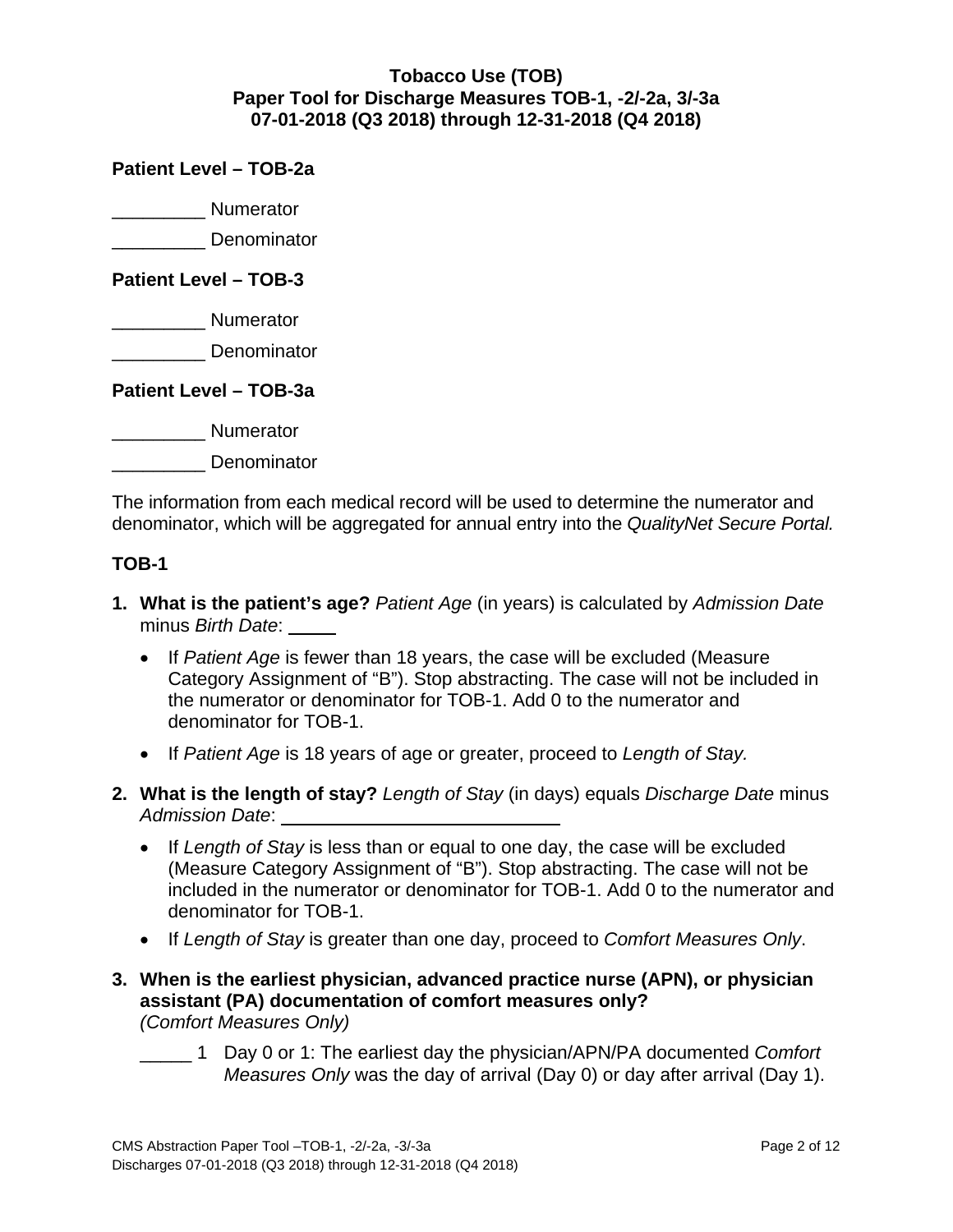**Tobacco Use (TOB)**
**Paper Tool for Discharge Measures TOB-1, -2/-2a, 3/-3a**
**07-01-2018 (Q3 2018) through 12-31-2018 (Q4 2018)**

**Patient Level – TOB-2a**

_________ Numerator

_________ Denominator

**Patient Level – TOB-3**

_________ Numerator

_________ Denominator

**Patient Level – TOB-3a**

_________ Numerator

_________ Denominator

The information from each medical record will be used to determine the numerator and denominator, which will be aggregated for annual entry into the *QualityNet Secure Portal.*

**TOB-1**

1. **What is the patient's age?** *Patient Age* (in years) is calculated by *Admission Date* minus *Birth Date*: _____
   - If *Patient Age* is fewer than 18 years, the case will be excluded (Measure Category Assignment of "B"). Stop abstracting. The case will not be included in the numerator or denominator for TOB-1. Add 0 to the numerator and denominator for TOB-1.
   - If *Patient Age* is 18 years of age or greater, proceed to *Length of Stay.*
2. **What is the length of stay?** *Length of Stay* (in days) equals *Discharge Date* minus *Admission Date*: ____________________________
   - If *Length of Stay* is less than or equal to one day, the case will be excluded (Measure Category Assignment of "B"). Stop abstracting. The case will not be included in the numerator or denominator for TOB-1. Add 0 to the numerator and denominator for TOB-1.
   - If *Length of Stay* is greater than one day, proceed to *Comfort Measures Only*.
3. **When is the earliest physician, advanced practice nurse (APN), or physician assistant (PA) documentation of comfort measures only?**
   *(Comfort Measures Only)*

   _____ 1 Day 0 or 1: The earliest day the physician/APN/PA documented *Comfort Measures Only* was the day of arrival (Day 0) or day after arrival (Day 1).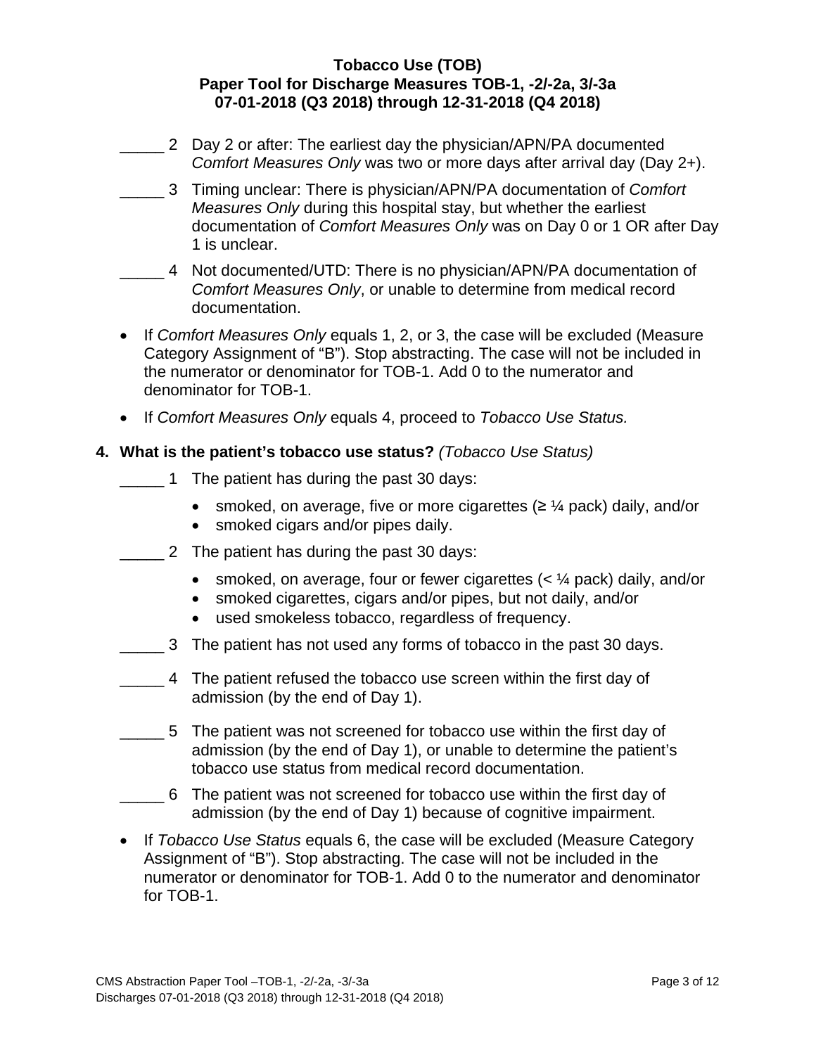_____ 2 Day 2 or after: The earliest day the physician/APN/PA documented *Comfort Measures Only* was two or more days after arrival day (Day 2+).

_____ 3 Timing unclear: There is physician/APN/PA documentation of *Comfort Measures Only* during this hospital stay, but whether the earliest documentation of *Comfort Measures Only* was on Day 0 or 1 OR after Day 1 is unclear.

_____ 4 Not documented/UTD: There is no physician/APN/PA documentation of *Comfort Measures Only*, or unable to determine from medical record documentation.

- If *Comfort Measures Only* equals 1, 2, or 3, the case will be excluded (Measure Category Assignment of "B"). Stop abstracting. The case will not be included in the numerator or denominator for TOB-1. Add 0 to the numerator and denominator for TOB-1.
- If *Comfort Measures Only* equals 4, proceed to *Tobacco Use Status.*

**4. What is the patient's tobacco use status?** *(Tobacco Use Status)*

_____ 1 The patient has during the past 30 days:

- smoked, on average, five or more cigarettes (≥ ¼ pack) daily, and/or
- smoked cigars and/or pipes daily.

_____ 2 The patient has during the past 30 days:

- smoked, on average, four or fewer cigarettes (< ¼ pack) daily, and/or
- smoked cigarettes, cigars and/or pipes, but not daily, and/or
- used smokeless tobacco, regardless of frequency.

_____ 3 The patient has not used any forms of tobacco in the past 30 days.

_____ 4 The patient refused the tobacco use screen within the first day of admission (by the end of Day 1).

_____ 5 The patient was not screened for tobacco use within the first day of admission (by the end of Day 1), or unable to determine the patient's tobacco use status from medical record documentation.

_____ 6 The patient was not screened for tobacco use within the first day of admission (by the end of Day 1) because of cognitive impairment.

- If *Tobacco Use Status* equals 6, the case will be excluded (Measure Category Assignment of "B"). Stop abstracting. The case will not be included in the numerator or denominator for TOB-1. Add 0 to the numerator and denominator for TOB-1.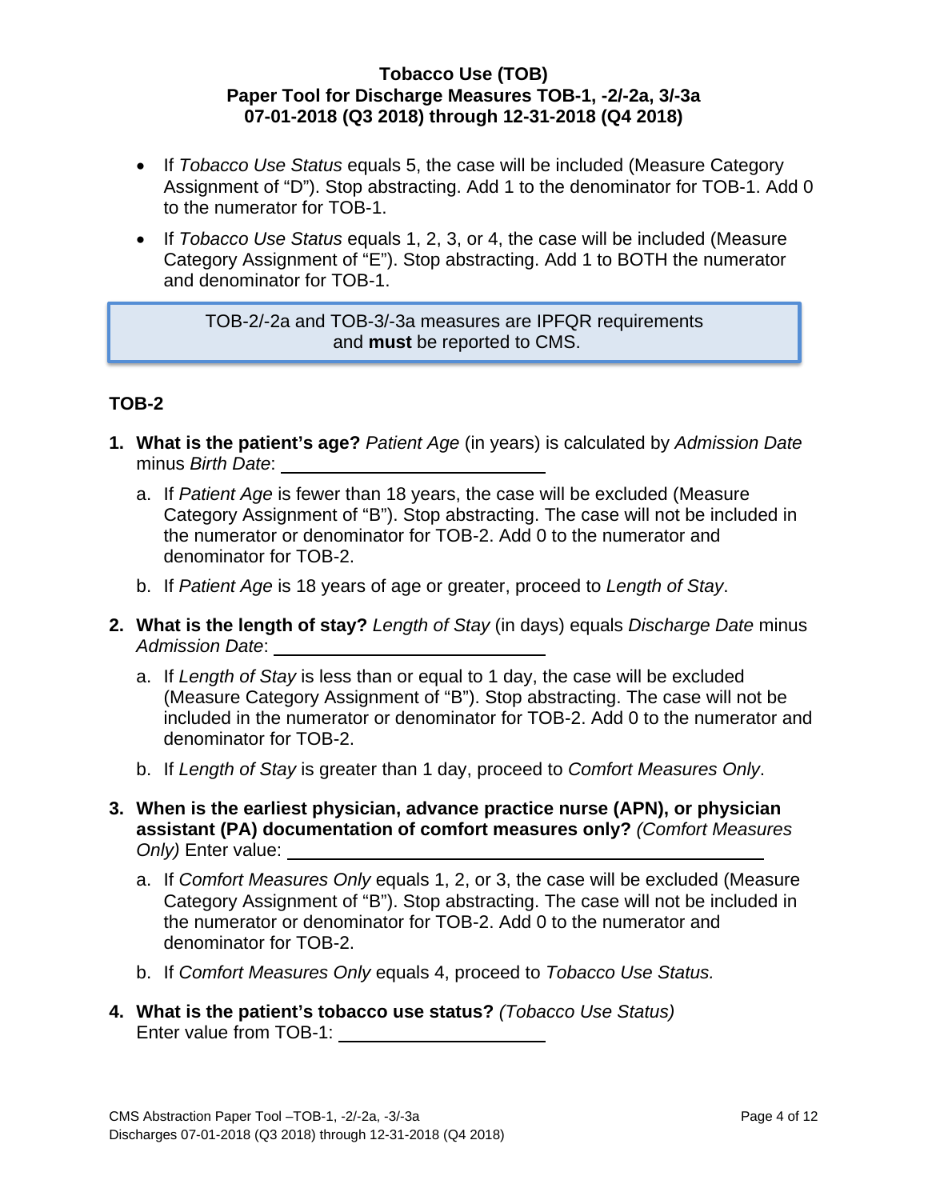- If *Tobacco Use Status* equals 5, the case will be included (Measure Category Assignment of "D"). Stop abstracting. Add 1 to the denominator for TOB-1. Add 0 to the numerator for TOB-1.
- If *Tobacco Use Status* equals 1, 2, 3, or 4, the case will be included (Measure Category Assignment of "E"). Stop abstracting. Add 1 to BOTH the numerator and denominator for TOB-1.

> TOB-2/-2a and TOB-3/-3a measures are IPFQR requirements and **must** be reported to CMS.

## TOB-2

1. **What is the patient's age?** *Patient Age* (in years) is calculated by *Admission Date* minus *Birth Date*: ______________________
   a. If *Patient Age* is fewer than 18 years, the case will be excluded (Measure Category Assignment of "B"). Stop abstracting. The case will not be included in the numerator or denominator for TOB-2. Add 0 to the numerator and denominator for TOB-2.
   b. If *Patient Age* is 18 years of age or greater, proceed to *Length of Stay*.
2. **What is the length of stay?** *Length of Stay* (in days) equals *Discharge Date* minus *Admission Date*: ______________________
   a. If *Length of Stay* is less than or equal to 1 day, the case will be excluded (Measure Category Assignment of "B"). Stop abstracting. The case will not be included in the numerator or denominator for TOB-2. Add 0 to the numerator and denominator for TOB-2.
   b. If *Length of Stay* is greater than 1 day, proceed to *Comfort Measures Only*.
3. **When is the earliest physician, advance practice nurse (APN), or physician assistant (PA) documentation of comfort measures only?** *(Comfort Measures Only)* Enter value: ______________________________________
   a. If *Comfort Measures Only* equals 1, 2, or 3, the case will be excluded (Measure Category Assignment of "B"). Stop abstracting. The case will not be included in the numerator or denominator for TOB-2. Add 0 to the numerator and denominator for TOB-2.
   b. If *Comfort Measures Only* equals 4, proceed to *Tobacco Use Status.*
4. **What is the patient's tobacco use status?** *(Tobacco Use Status)* Enter value from TOB-1: ____________________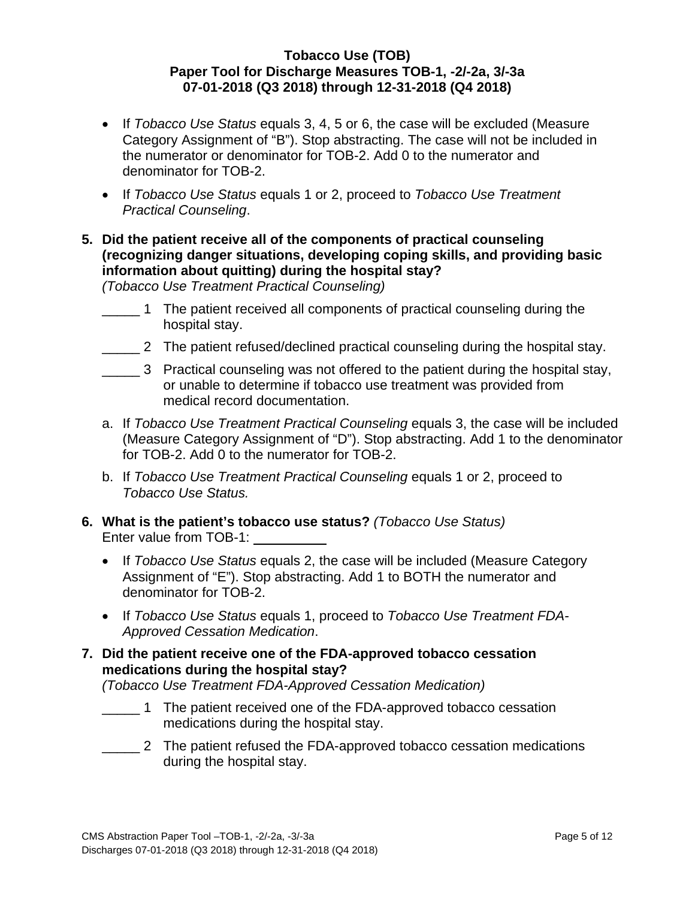- If *Tobacco Use Status* equals 3, 4, 5 or 6, the case will be excluded (Measure Category Assignment of "B"). Stop abstracting. The case will not be included in the numerator or denominator for TOB-2. Add 0 to the numerator and denominator for TOB-2.
- If *Tobacco Use Status* equals 1 or 2, proceed to *Tobacco Use Treatment Practical Counseling*.

**5. Did the patient receive all of the components of practical counseling (recognizing danger situations, developing coping skills, and providing basic information about quitting) during the hospital stay?**
*(Tobacco Use Treatment Practical Counseling)*

_____ 1 The patient received all components of practical counseling during the hospital stay.

_____ 2 The patient refused/declined practical counseling during the hospital stay.

_____ 3 Practical counseling was not offered to the patient during the hospital stay, or unable to determine if tobacco use treatment was provided from medical record documentation.

a. If *Tobacco Use Treatment Practical Counseling* equals 3, the case will be included (Measure Category Assignment of "D"). Stop abstracting. Add 1 to the denominator for TOB-2. Add 0 to the numerator for TOB-2.

b. If *Tobacco Use Treatment Practical Counseling* equals 1 or 2, proceed to *Tobacco Use Status.*

**6. What is the patient's tobacco use status?** *(Tobacco Use Status)*
Enter value from TOB-1: __________

- If *Tobacco Use Status* equals 2, the case will be included (Measure Category Assignment of "E"). Stop abstracting. Add 1 to BOTH the numerator and denominator for TOB-2.
- If *Tobacco Use Status* equals 1, proceed to *Tobacco Use Treatment FDA-Approved Cessation Medication*.

**7. Did the patient receive one of the FDA-approved tobacco cessation medications during the hospital stay?**
*(Tobacco Use Treatment FDA-Approved Cessation Medication)*

_____ 1 The patient received one of the FDA-approved tobacco cessation medications during the hospital stay.

_____ 2 The patient refused the FDA-approved tobacco cessation medications during the hospital stay.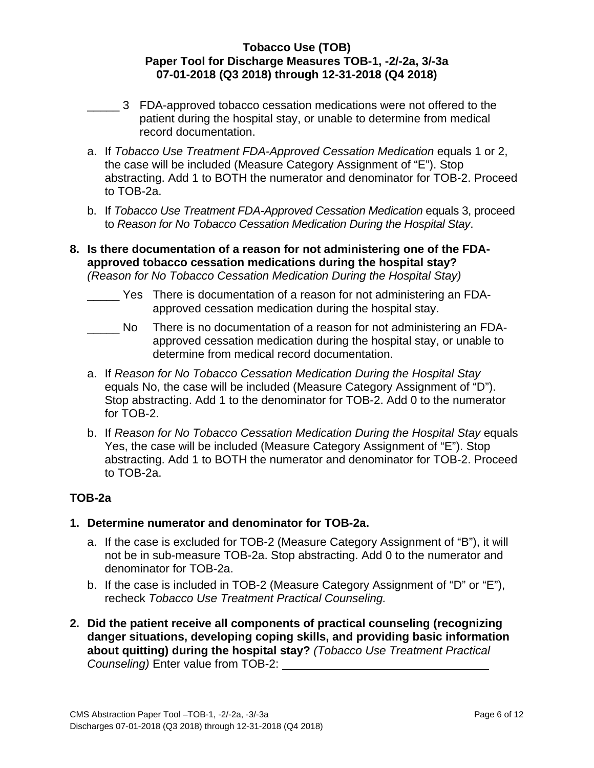_____ 3 FDA-approved tobacco cessation medications were not offered to the patient during the hospital stay, or unable to determine from medical record documentation.

a. If *Tobacco Use Treatment FDA-Approved Cessation Medication* equals 1 or 2, the case will be included (Measure Category Assignment of “E”). Stop abstracting. Add 1 to BOTH the numerator and denominator for TOB-2. Proceed to TOB-2a.

b. If *Tobacco Use Treatment FDA-Approved Cessation Medication* equals 3, proceed to *Reason for No Tobacco Cessation Medication During the Hospital Stay*.

**8. Is there documentation of a reason for not administering one of the FDA-approved tobacco cessation medications during the hospital stay?** *(Reason for No Tobacco Cessation Medication During the Hospital Stay)*

_____ Yes There is documentation of a reason for not administering an FDA-approved cessation medication during the hospital stay.

_____ No There is no documentation of a reason for not administering an FDA-approved cessation medication during the hospital stay, or unable to determine from medical record documentation.

a. If *Reason for No Tobacco Cessation Medication During the Hospital Stay* equals No, the case will be included (Measure Category Assignment of “D”). Stop abstracting. Add 1 to the denominator for TOB-2. Add 0 to the numerator for TOB-2.

b. If *Reason for No Tobacco Cessation Medication During the Hospital Stay* equals Yes, the case will be included (Measure Category Assignment of “E”). Stop abstracting. Add 1 to BOTH the numerator and denominator for TOB-2. Proceed to TOB-2a.

## TOB-2a

**1. Determine numerator and denominator for TOB-2a.**

a. If the case is excluded for TOB-2 (Measure Category Assignment of “B”), it will not be in sub-measure TOB-2a. Stop abstracting. Add 0 to the numerator and denominator for TOB-2a.

b. If the case is included in TOB-2 (Measure Category Assignment of “D” or “E”), recheck *Tobacco Use Treatment Practical Counseling.*

**2. Did the patient receive all components of practical counseling (recognizing danger situations, developing coping skills, and providing basic information about quitting) during the hospital stay?** *(Tobacco Use Treatment Practical Counseling)* Enter value from TOB-2: _______________________________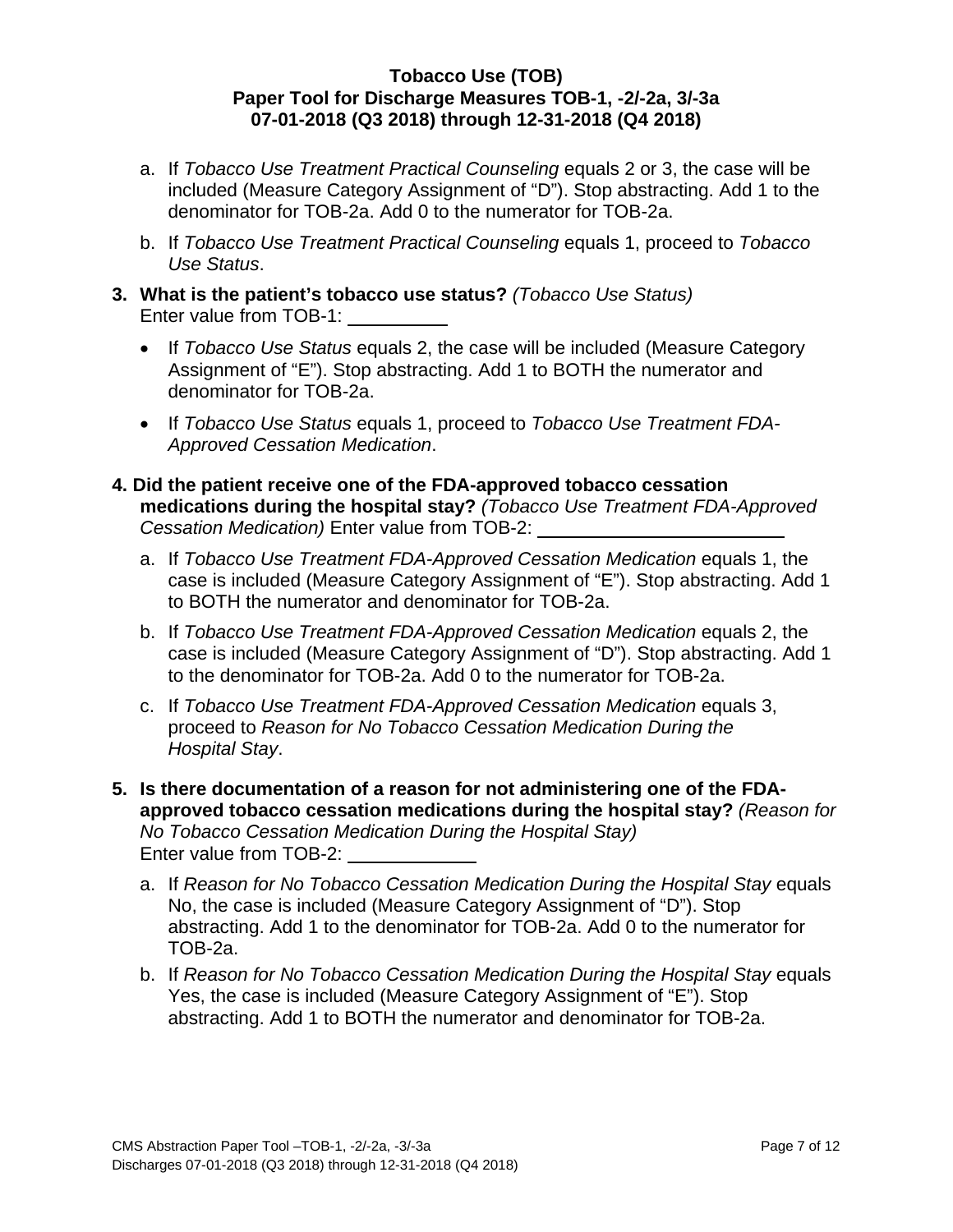a. If *Tobacco Use Treatment Practical Counseling* equals 2 or 3, the case will be included (Measure Category Assignment of "D"). Stop abstracting. Add 1 to the denominator for TOB-2a. Add 0 to the numerator for TOB-2a.

b. If *Tobacco Use Treatment Practical Counseling* equals 1, proceed to *Tobacco Use Status*.

**3. What is the patient's tobacco use status?** *(Tobacco Use Status)*
Enter value from TOB-1: __________

- If *Tobacco Use Status* equals 2, the case will be included (Measure Category Assignment of "E"). Stop abstracting. Add 1 to BOTH the numerator and denominator for TOB-2a.
- If *Tobacco Use Status* equals 1, proceed to *Tobacco Use Treatment FDA-Approved Cessation Medication*.

**4. Did the patient receive one of the FDA-approved tobacco cessation medications during the hospital stay?** *(Tobacco Use Treatment FDA-Approved Cessation Medication)* Enter value from TOB-2: ________________________

a. If *Tobacco Use Treatment FDA-Approved Cessation Medication* equals 1, the case is included (Measure Category Assignment of "E"). Stop abstracting. Add 1 to BOTH the numerator and denominator for TOB-2a.

b. If *Tobacco Use Treatment FDA-Approved Cessation Medication* equals 2, the case is included (Measure Category Assignment of "D"). Stop abstracting. Add 1 to the denominator for TOB-2a. Add 0 to the numerator for TOB-2a.

c. If *Tobacco Use Treatment FDA-Approved Cessation Medication* equals 3, proceed to *Reason for No Tobacco Cessation Medication During the Hospital Stay*.

**5. Is there documentation of a reason for not administering one of the FDA-approved tobacco cessation medications during the hospital stay?** *(Reason for No Tobacco Cessation Medication During the Hospital Stay)*
Enter value from TOB-2: ____________

a. If *Reason for No Tobacco Cessation Medication During the Hospital Stay* equals No, the case is included (Measure Category Assignment of "D"). Stop abstracting. Add 1 to the denominator for TOB-2a. Add 0 to the numerator for TOB-2a.

b. If *Reason for No Tobacco Cessation Medication During the Hospital Stay* equals Yes, the case is included (Measure Category Assignment of "E"). Stop abstracting. Add 1 to BOTH the numerator and denominator for TOB-2a.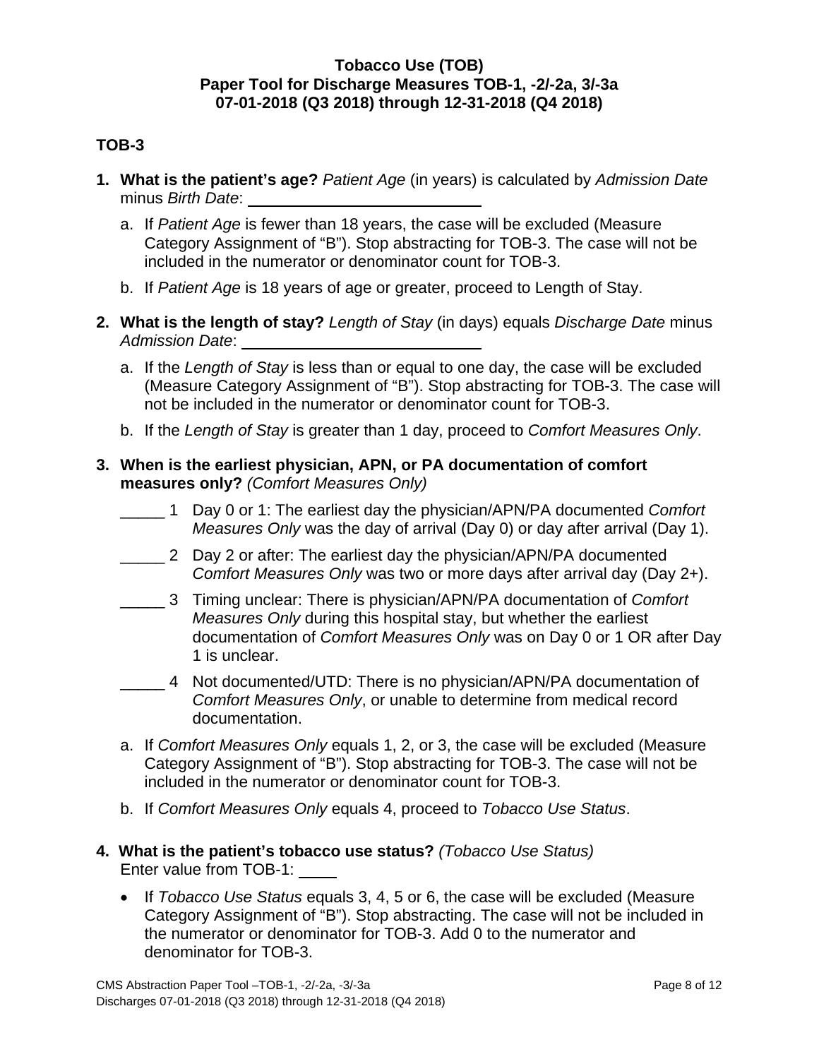**Tobacco Use (TOB)**
**Paper Tool for Discharge Measures TOB-1, -2/-2a, 3/-3a**
**07-01-2018 (Q3 2018) through 12-31-2018 (Q4 2018)**

## TOB-3

1. **What is the patient's age?** *Patient Age* (in years) is calculated by *Admission Date* minus *Birth Date*: ____________________
   a. If *Patient Age* is fewer than 18 years, the case will be excluded (Measure Category Assignment of "B"). Stop abstracting for TOB-3. The case will not be included in the numerator or denominator count for TOB-3.
   b. If *Patient Age* is 18 years of age or greater, proceed to Length of Stay.

2. **What is the length of stay?** *Length of Stay* (in days) equals *Discharge Date* minus *Admission Date*: ____________________
   a. If the *Length of Stay* is less than or equal to one day, the case will be excluded (Measure Category Assignment of "B"). Stop abstracting for TOB-3. The case will not be included in the numerator or denominator count for TOB-3.
   b. If the *Length of Stay* is greater than 1 day, proceed to *Comfort Measures Only*.

3. **When is the earliest physician, APN, or PA documentation of comfort measures only?** *(Comfort Measures Only)*

   _____ 1 Day 0 or 1: The earliest day the physician/APN/PA documented *Comfort Measures Only* was the day of arrival (Day 0) or day after arrival (Day 1).

   _____ 2 Day 2 or after: The earliest day the physician/APN/PA documented *Comfort Measures Only* was two or more days after arrival day (Day 2+).

   _____ 3 Timing unclear: There is physician/APN/PA documentation of *Comfort Measures Only* during this hospital stay, but whether the earliest documentation of *Comfort Measures Only* was on Day 0 or 1 OR after Day 1 is unclear.

   _____ 4 Not documented/UTD: There is no physician/APN/PA documentation of *Comfort Measures Only*, or unable to determine from medical record documentation.

   a. If *Comfort Measures Only* equals 1, 2, or 3, the case will be excluded (Measure Category Assignment of "B"). Stop abstracting for TOB-3. The case will not be included in the numerator or denominator count for TOB-3.
   b. If *Comfort Measures Only* equals 4, proceed to *Tobacco Use Status*.

4. **What is the patient's tobacco use status?** *(Tobacco Use Status)*
   Enter value from TOB-1: ____

   - If *Tobacco Use Status* equals 3, 4, 5 or 6, the case will be excluded (Measure Category Assignment of "B"). Stop abstracting. The case will not be included in the numerator or denominator for TOB-3. Add 0 to the numerator and denominator for TOB-3.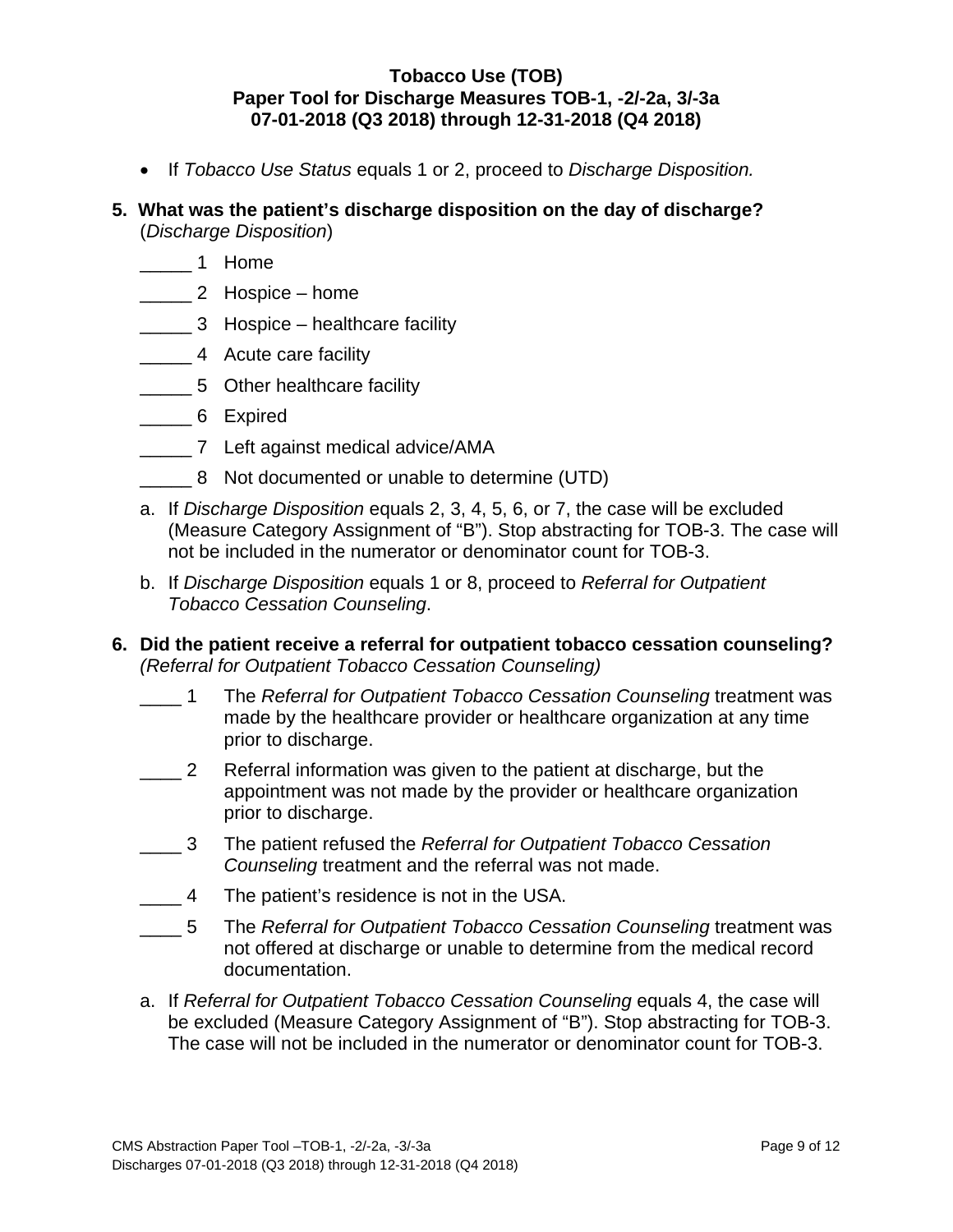- If *Tobacco Use Status* equals 1 or 2, proceed to *Discharge Disposition.*

**5. What was the patient's discharge disposition on the day of discharge?**
(*Discharge Disposition*)

_____ 1 Home

_____ 2 Hospice – home

_____ 3 Hospice – healthcare facility

_____ 4 Acute care facility

_____ 5 Other healthcare facility

_____ 6 Expired

_____ 7 Left against medical advice/AMA

_____ 8 Not documented or unable to determine (UTD)

a. If *Discharge Disposition* equals 2, 3, 4, 5, 6, or 7, the case will be excluded (Measure Category Assignment of "B"). Stop abstracting for TOB-3. The case will not be included in the numerator or denominator count for TOB-3.

b. If *Discharge Disposition* equals 1 or 8, proceed to *Referral for Outpatient Tobacco Cessation Counseling*.

**6. Did the patient receive a referral for outpatient tobacco cessation counseling?**
*(Referral for Outpatient Tobacco Cessation Counseling)*

____ 1 The *Referral for Outpatient Tobacco Cessation Counseling* treatment was made by the healthcare provider or healthcare organization at any time prior to discharge.

____ 2 Referral information was given to the patient at discharge, but the appointment was not made by the provider or healthcare organization prior to discharge.

____ 3 The patient refused the *Referral for Outpatient Tobacco Cessation Counseling* treatment and the referral was not made.

____ 4 The patient's residence is not in the USA.

____ 5 The *Referral for Outpatient Tobacco Cessation Counseling* treatment was not offered at discharge or unable to determine from the medical record documentation.

a. If *Referral for Outpatient Tobacco Cessation Counseling* equals 4, the case will be excluded (Measure Category Assignment of "B"). Stop abstracting for TOB-3. The case will not be included in the numerator or denominator count for TOB-3.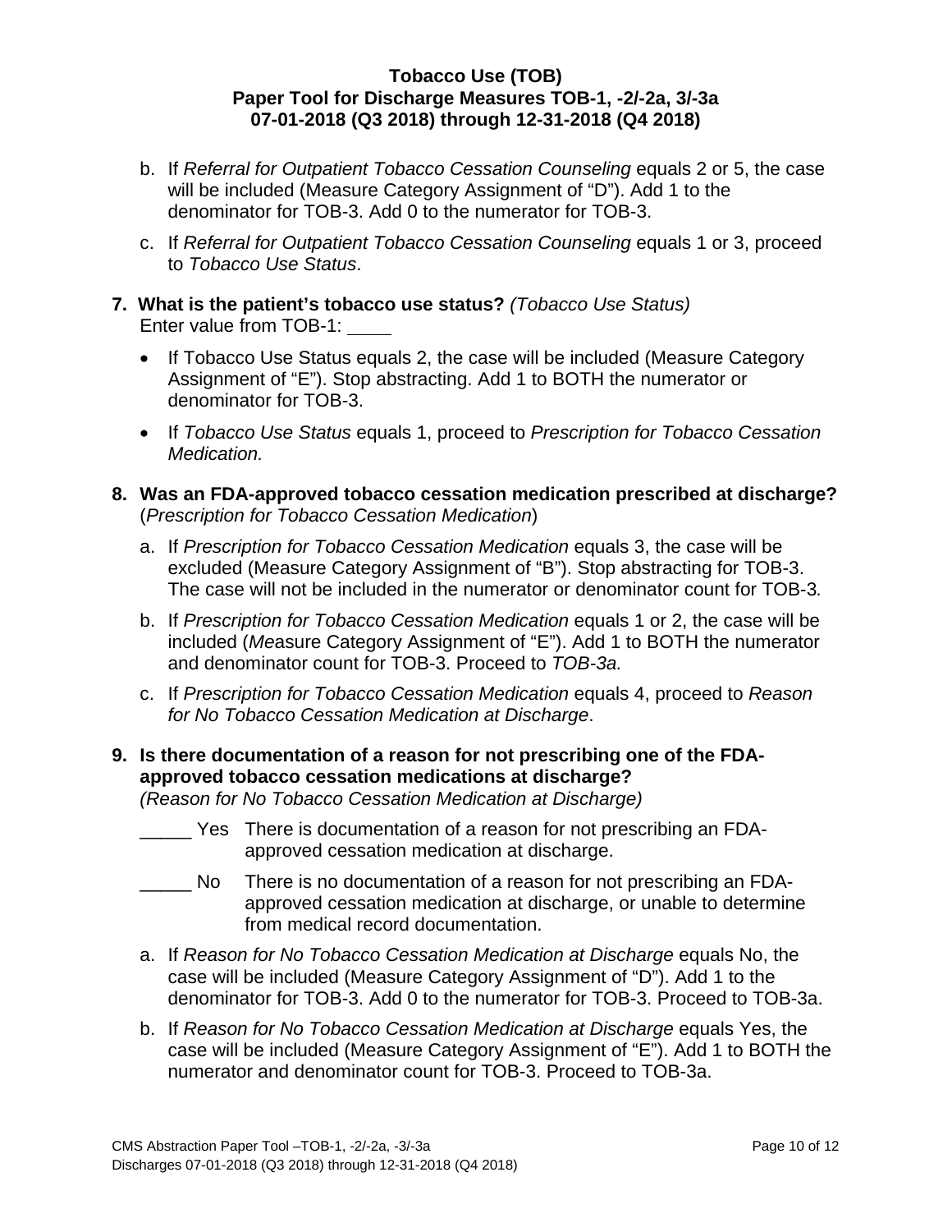b. If *Referral for Outpatient Tobacco Cessation Counseling* equals 2 or 5, the case will be included (Measure Category Assignment of "D"). Add 1 to the denominator for TOB-3. Add 0 to the numerator for TOB-3.

c. If *Referral for Outpatient Tobacco Cessation Counseling* equals 1 or 3, proceed to *Tobacco Use Status*.

**7. What is the patient's tobacco use status?** *(Tobacco Use Status)*
Enter value from TOB-1: ____

- If Tobacco Use Status equals 2, the case will be included (Measure Category Assignment of "E"). Stop abstracting. Add 1 to BOTH the numerator or denominator for TOB-3.
- If *Tobacco Use Status* equals 1, proceed to *Prescription for Tobacco Cessation Medication.*

**8. Was an FDA-approved tobacco cessation medication prescribed at discharge?** (*Prescription for Tobacco Cessation Medication*)

a. If *Prescription for Tobacco Cessation Medication* equals 3, the case will be excluded (Measure Category Assignment of "B"). Stop abstracting for TOB-3. The case will not be included in the numerator or denominator count for TOB-3*.*

b. If *Prescription for Tobacco Cessation Medication* equals 1 or 2, the case will be included (*Me*asure Category Assignment of "E"). Add 1 to BOTH the numerator and denominator count for TOB-3. Proceed to *TOB-3a.*

c. If *Prescription for Tobacco Cessation Medication* equals 4, proceed to *Reason for No Tobacco Cessation Medication at Discharge*.

**9. Is there documentation of a reason for not prescribing one of the FDA-approved tobacco cessation medications at discharge?**
*(Reason for No Tobacco Cessation Medication at Discharge)*

_____ Yes There is documentation of a reason for not prescribing an FDA-approved cessation medication at discharge.

_____ No There is no documentation of a reason for not prescribing an FDA-approved cessation medication at discharge, or unable to determine from medical record documentation.

a. If *Reason for No Tobacco Cessation Medication at Discharge* equals No, the case will be included (Measure Category Assignment of "D"). Add 1 to the denominator for TOB-3. Add 0 to the numerator for TOB-3. Proceed to TOB-3a.

b. If *Reason for No Tobacco Cessation Medication at Discharge* equals Yes, the case will be included (Measure Category Assignment of "E"). Add 1 to BOTH the numerator and denominator count for TOB-3. Proceed to TOB-3a.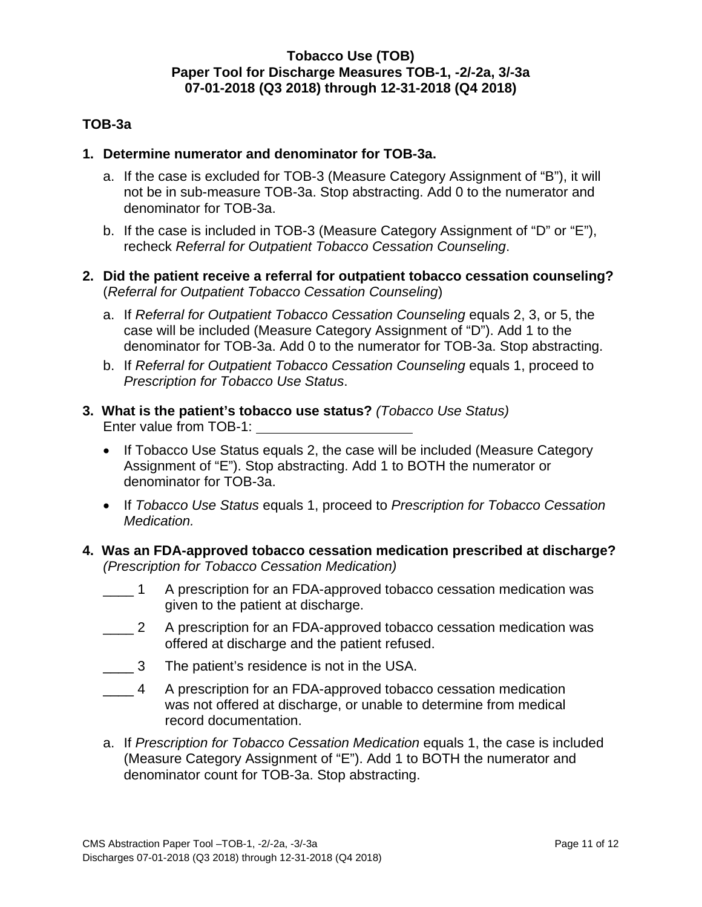**Tobacco Use (TOB)**
**Paper Tool for Discharge Measures TOB-1, -2/-2a, 3/-3a**
**07-01-2018 (Q3 2018) through 12-31-2018 (Q4 2018)**

## TOB-3a

1. **Determine numerator and denominator for TOB-3a.**
   a. If the case is excluded for TOB-3 (Measure Category Assignment of "B"), it will not be in sub-measure TOB-3a. Stop abstracting. Add 0 to the numerator and denominator for TOB-3a.
   b. If the case is included in TOB-3 (Measure Category Assignment of "D" or "E"), recheck *Referral for Outpatient Tobacco Cessation Counseling*.

2. **Did the patient receive a referral for outpatient tobacco cessation counseling?** (*Referral for Outpatient Tobacco Cessation Counseling*)
   a. If *Referral for Outpatient Tobacco Cessation Counseling* equals 2, 3, or 5, the case will be included (Measure Category Assignment of "D"). Add 1 to the denominator for TOB-3a. Add 0 to the numerator for TOB-3a. Stop abstracting.
   b. If *Referral for Outpatient Tobacco Cessation Counseling* equals 1, proceed to *Prescription for Tobacco Use Status*.

3. **What is the patient's tobacco use status?** *(Tobacco Use Status)*
   Enter value from TOB-1: ____________________
   - If Tobacco Use Status equals 2, the case will be included (Measure Category Assignment of "E"). Stop abstracting. Add 1 to BOTH the numerator or denominator for TOB-3a.
   - If *Tobacco Use Status* equals 1, proceed to *Prescription for Tobacco Cessation Medication.*

4. **Was an FDA-approved tobacco cessation medication prescribed at discharge?** *(Prescription for Tobacco Cessation Medication)*
   ____ 1 A prescription for an FDA-approved tobacco cessation medication was given to the patient at discharge.
   ____ 2 A prescription for an FDA-approved tobacco cessation medication was offered at discharge and the patient refused.
   ____ 3 The patient's residence is not in the USA.
   ____ 4 A prescription for an FDA-approved tobacco cessation medication was not offered at discharge, or unable to determine from medical record documentation.
   a. If *Prescription for Tobacco Cessation Medication* equals 1, the case is included (Measure Category Assignment of "E"). Add 1 to BOTH the numerator and denominator count for TOB-3a. Stop abstracting.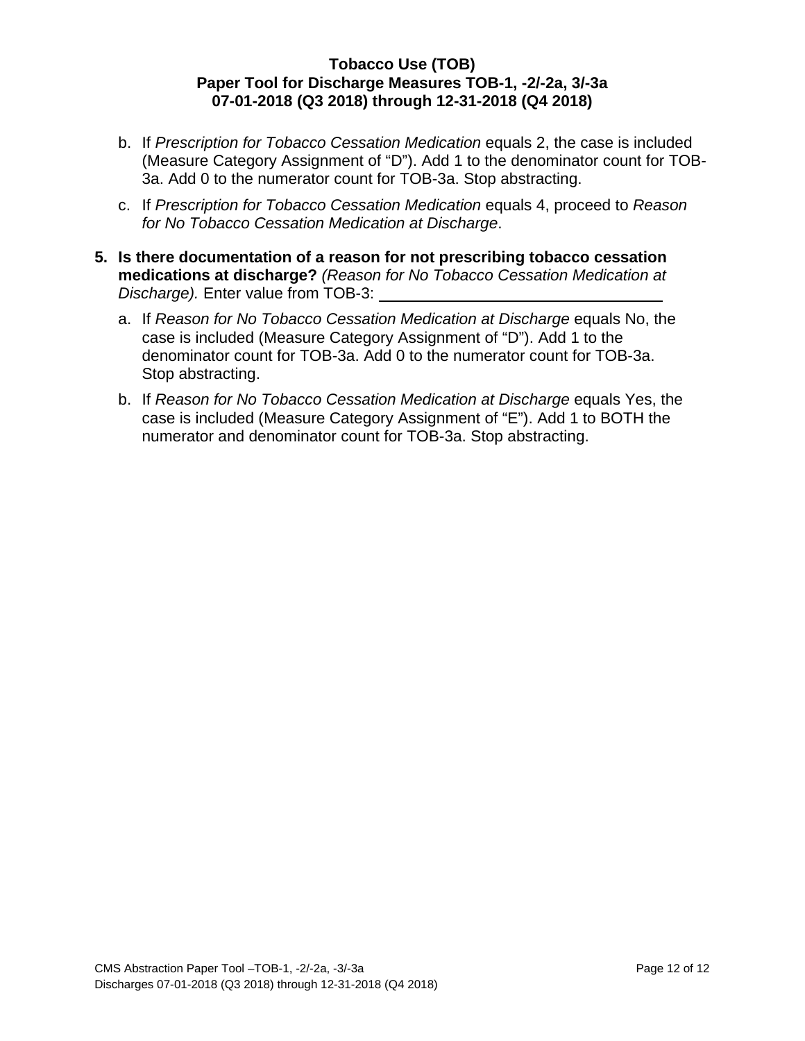b. If *Prescription for Tobacco Cessation Medication* equals 2, the case is included (Measure Category Assignment of "D"). Add 1 to the denominator count for TOB-3a. Add 0 to the numerator count for TOB-3a. Stop abstracting.

c. If *Prescription for Tobacco Cessation Medication* equals 4, proceed to *Reason for No Tobacco Cessation Medication at Discharge*.

**5. Is there documentation of a reason for not prescribing tobacco cessation medications at discharge?** *(Reason for No Tobacco Cessation Medication at Discharge).* Enter value from TOB-3: ________________________________

   a. If *Reason for No Tobacco Cessation Medication at Discharge* equals No, the case is included (Measure Category Assignment of "D"). Add 1 to the denominator count for TOB-3a. Add 0 to the numerator count for TOB-3a. Stop abstracting.

   b. If *Reason for No Tobacco Cessation Medication at Discharge* equals Yes, the case is included (Measure Category Assignment of "E"). Add 1 to BOTH the numerator and denominator count for TOB-3a. Stop abstracting.